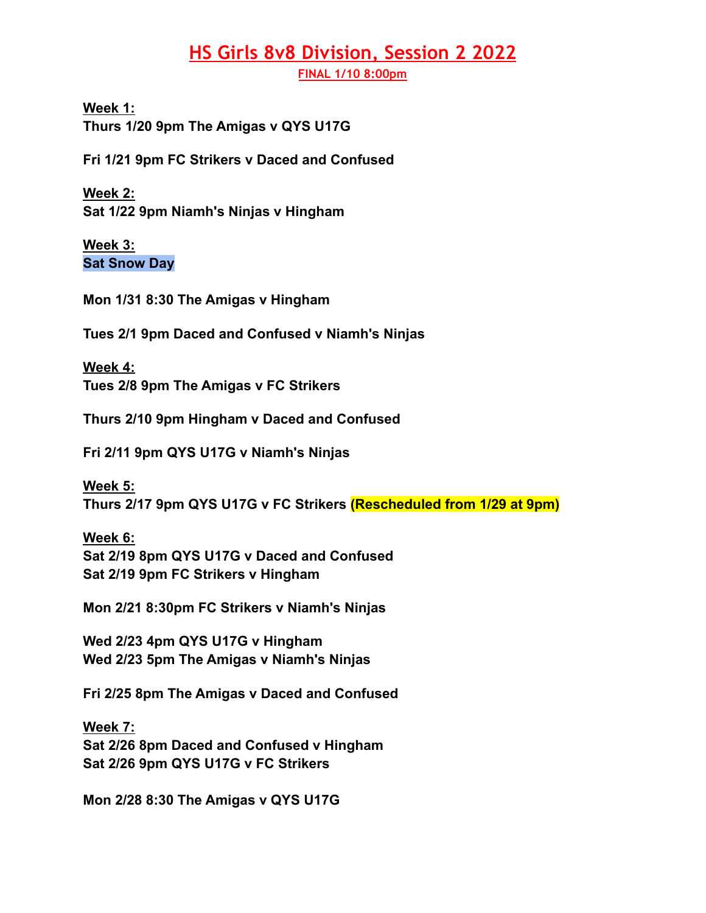# HS Girls 8v8 Division, Session 2 2022

**FINAL 1/10 8:00pm**

**Week 1:**

**Thurs 1/20 9pm The Amigas v QYS U17G**

**Fri 1/21 9pm FC Strikers v Daced and Confused**

**Week 2:**

**Sat 1/22 9pm Niamh's Ninjas v Hingham**

**Week 3:**

**Sat Snow Day**

**Mon 1/31 8:30 The Amigas v Hingham**

**Tues 2/1 9pm Daced and Confused v Niamh's Ninjas**

**Week 4:**

**Tues 2/8 9pm The Amigas v FC Strikers**

**Thurs 2/10 9pm Hingham v Daced and Confused**

**Fri 2/11 9pm QYS U17G v Niamh's Ninjas**

**Week 5:**

**Thurs 2/17 9pm QYS U17G v FC Strikers (Rescheduled from 1/29 at 9pm)**

**Week 6:**

**Sat 2/19 8pm QYS U17G v Daced and Confused**
**Sat 2/19 9pm FC Strikers v Hingham**

**Mon 2/21 8:30pm FC Strikers v Niamh's Ninjas**

**Wed 2/23 4pm QYS U17G v Hingham**
**Wed 2/23 5pm The Amigas v Niamh's Ninjas**

**Fri 2/25 8pm The Amigas v Daced and Confused**

**Week 7:**

**Sat 2/26 8pm Daced and Confused v Hingham**
**Sat 2/26 9pm QYS U17G v FC Strikers**

**Mon 2/28 8:30 The Amigas v QYS U17G**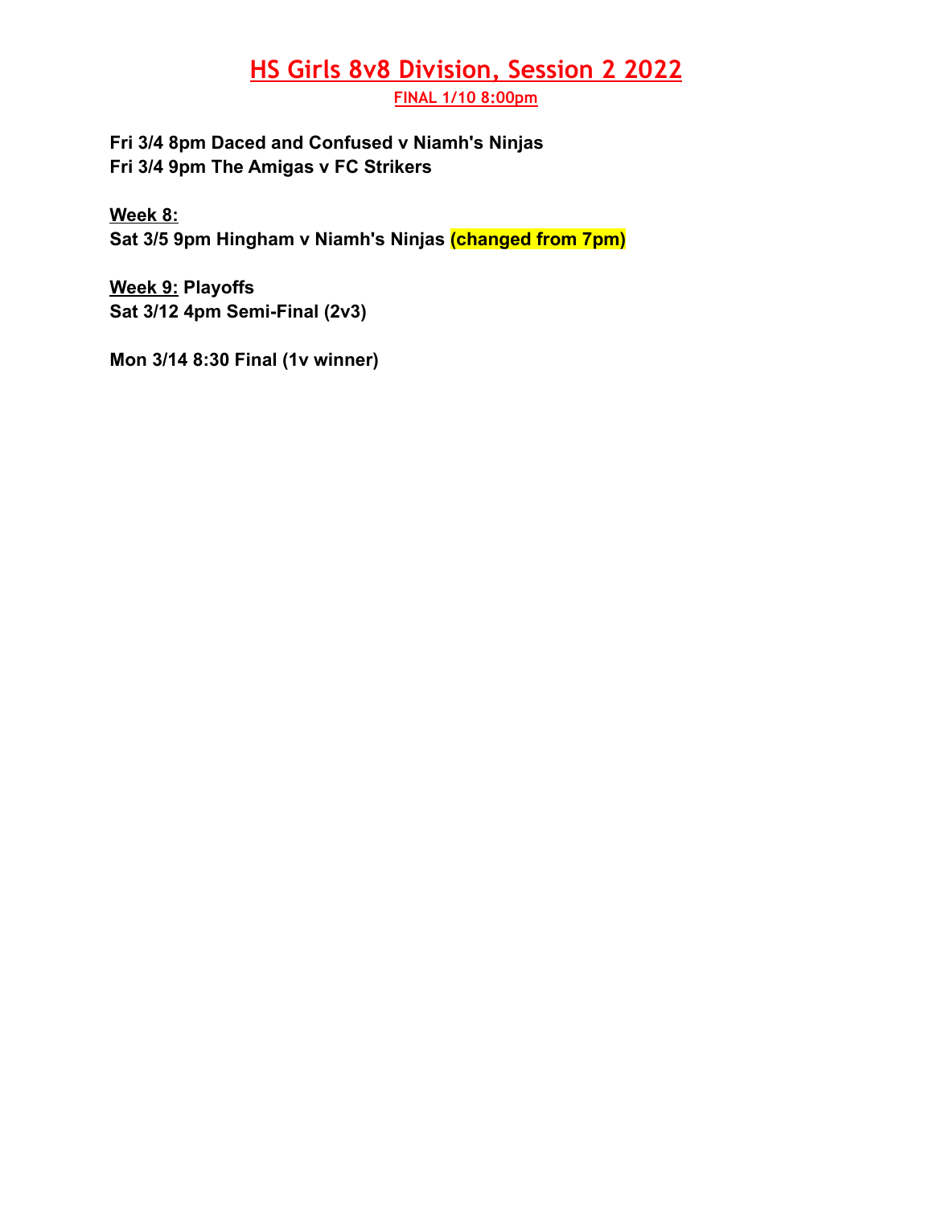# HS Girls 8v8 Division, Session 2 2022

**FINAL 1/10 8:00pm**

**Fri 3/4 8pm Daced and Confused v Niamh's Ninjas**
**Fri 3/4 9pm The Amigas v FC Strikers**

**Week 8:**
**Sat 3/5 9pm Hingham v Niamh's Ninjas (changed from 7pm)**

**Week 9: Playoffs**
**Sat 3/12 4pm Semi-Final (2v3)**

**Mon 3/14 8:30 Final (1v winner)**